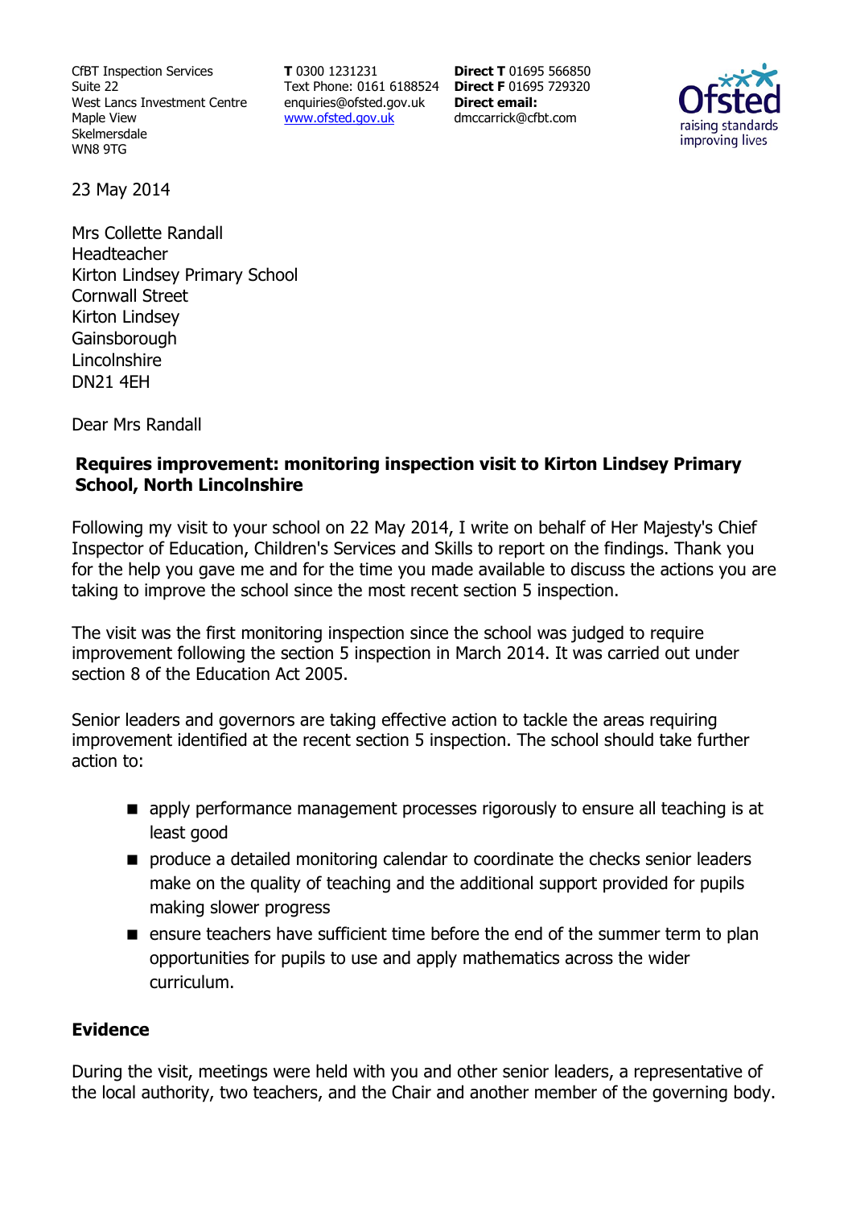CfBT Inspection Services
Suite 22
West Lancs Investment Centre
Maple View
Skelmersdale
WN8 9TG

**T** 0300 1231231
Text Phone: 0161 6188524
enquiries@ofsted.gov.uk
www.ofsted.gov.uk

**Direct T** 01695 566850
**Direct F** 01695 729320
**Direct email:**
dmccarrick@cfbt.com

23 May 2014

Mrs Collette Randall
Headteacher
Kirton Lindsey Primary School
Cornwall Street
Kirton Lindsey
Gainsborough
Lincolnshire
DN21 4EH

Dear Mrs Randall

**Requires improvement: monitoring inspection visit to Kirton Lindsey Primary School, North Lincolnshire**

Following my visit to your school on 22 May 2014, I write on behalf of Her Majesty's Chief Inspector of Education, Children's Services and Skills to report on the findings. Thank you for the help you gave me and for the time you made available to discuss the actions you are taking to improve the school since the most recent section 5 inspection.

The visit was the first monitoring inspection since the school was judged to require improvement following the section 5 inspection in March 2014. It was carried out under section 8 of the Education Act 2005.

Senior leaders and governors are taking effective action to tackle the areas requiring improvement identified at the recent section 5 inspection. The school should take further action to:

- apply performance management processes rigorously to ensure all teaching is at least good
- produce a detailed monitoring calendar to coordinate the checks senior leaders make on the quality of teaching and the additional support provided for pupils making slower progress
- ensure teachers have sufficient time before the end of the summer term to plan opportunities for pupils to use and apply mathematics across the wider curriculum.

## Evidence

During the visit, meetings were held with you and other senior leaders, a representative of the local authority, two teachers, and the Chair and another member of the governing body.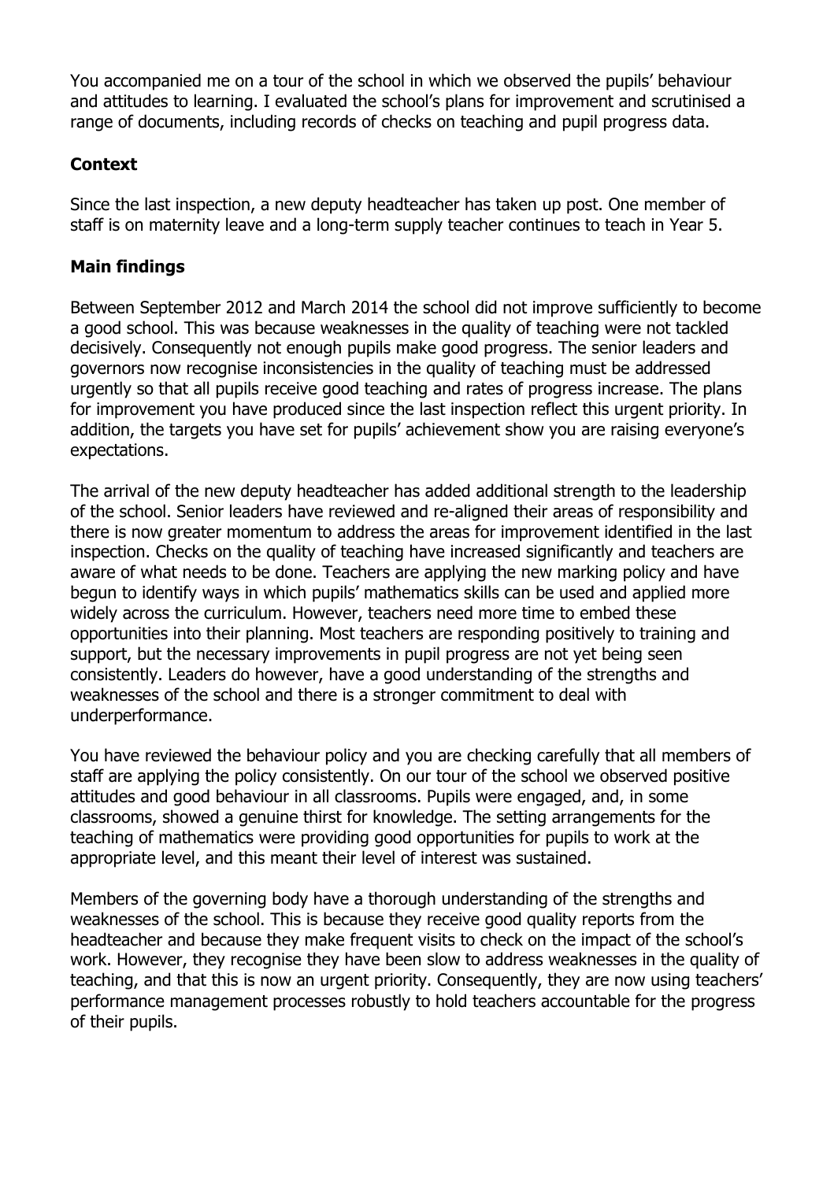You accompanied me on a tour of the school in which we observed the pupils' behaviour and attitudes to learning. I evaluated the school's plans for improvement and scrutinised a range of documents, including records of checks on teaching and pupil progress data.

## Context

Since the last inspection, a new deputy headteacher has taken up post. One member of staff is on maternity leave and a long-term supply teacher continues to teach in Year 5.

## Main findings

Between September 2012 and March 2014 the school did not improve sufficiently to become a good school. This was because weaknesses in the quality of teaching were not tackled decisively. Consequently not enough pupils make good progress. The senior leaders and governors now recognise inconsistencies in the quality of teaching must be addressed urgently so that all pupils receive good teaching and rates of progress increase. The plans for improvement you have produced since the last inspection reflect this urgent priority. In addition, the targets you have set for pupils' achievement show you are raising everyone's expectations.

The arrival of the new deputy headteacher has added additional strength to the leadership of the school. Senior leaders have reviewed and re-aligned their areas of responsibility and there is now greater momentum to address the areas for improvement identified in the last inspection. Checks on the quality of teaching have increased significantly and teachers are aware of what needs to be done. Teachers are applying the new marking policy and have begun to identify ways in which pupils' mathematics skills can be used and applied more widely across the curriculum. However, teachers need more time to embed these opportunities into their planning. Most teachers are responding positively to training and support, but the necessary improvements in pupil progress are not yet being seen consistently. Leaders do however, have a good understanding of the strengths and weaknesses of the school and there is a stronger commitment to deal with underperformance.

You have reviewed the behaviour policy and you are checking carefully that all members of staff are applying the policy consistently. On our tour of the school we observed positive attitudes and good behaviour in all classrooms. Pupils were engaged, and, in some classrooms, showed a genuine thirst for knowledge. The setting arrangements for the teaching of mathematics were providing good opportunities for pupils to work at the appropriate level, and this meant their level of interest was sustained.

Members of the governing body have a thorough understanding of the strengths and weaknesses of the school. This is because they receive good quality reports from the headteacher and because they make frequent visits to check on the impact of the school's work. However, they recognise they have been slow to address weaknesses in the quality of teaching, and that this is now an urgent priority. Consequently, they are now using teachers' performance management processes robustly to hold teachers accountable for the progress of their pupils.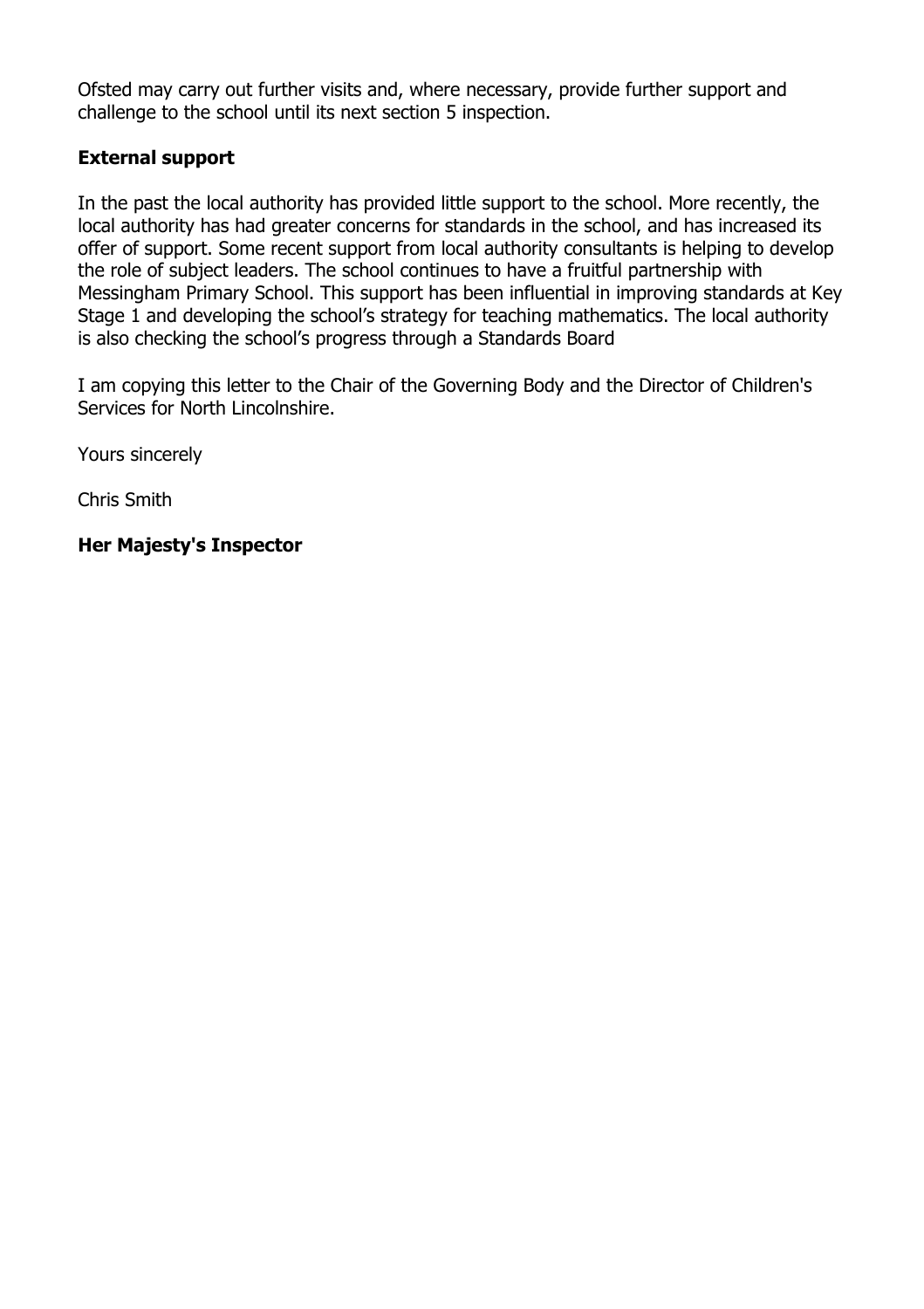Ofsted may carry out further visits and, where necessary, provide further support and challenge to the school until its next section 5 inspection.

## External support

In the past the local authority has provided little support to the school. More recently, the local authority has had greater concerns for standards in the school, and has increased its offer of support. Some recent support from local authority consultants is helping to develop the role of subject leaders. The school continues to have a fruitful partnership with Messingham Primary School. This support has been influential in improving standards at Key Stage 1 and developing the school's strategy for teaching mathematics. The local authority is also checking the school's progress through a Standards Board

I am copying this letter to the Chair of the Governing Body and the Director of Children's Services for North Lincolnshire.

Yours sincerely

Chris Smith

**Her Majesty's Inspector**